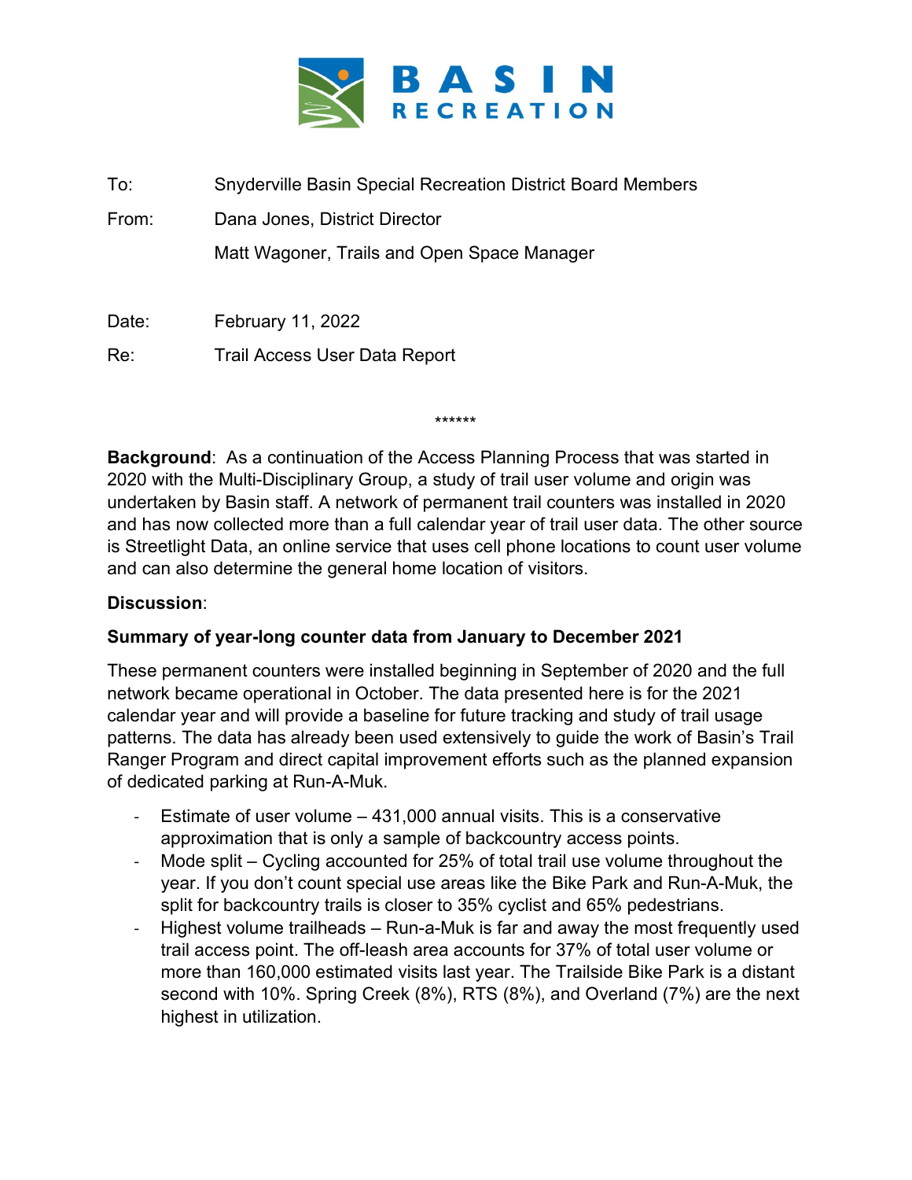**BASIN RECREATION**

To: Snyderville Basin Special Recreation District Board Members

From: Dana Jones, District Director

Matt Wagoner, Trails and Open Space Manager

Date: February 11, 2022

Re: Trail Access User Data Report

******

**Background**: As a continuation of the Access Planning Process that was started in 2020 with the Multi-Disciplinary Group, a study of trail user volume and origin was undertaken by Basin staff. A network of permanent trail counters was installed in 2020 and has now collected more than a full calendar year of trail user data. The other source is Streetlight Data, an online service that uses cell phone locations to count user volume and can also determine the general home location of visitors.

**Discussion**:

**Summary of year-long counter data from January to December 2021**

These permanent counters were installed beginning in September of 2020 and the full network became operational in October. The data presented here is for the 2021 calendar year and will provide a baseline for future tracking and study of trail usage patterns. The data has already been used extensively to guide the work of Basin's Trail Ranger Program and direct capital improvement efforts such as the planned expansion of dedicated parking at Run-A-Muk.

- Estimate of user volume – 431,000 annual visits. This is a conservative approximation that is only a sample of backcountry access points.
- Mode split – Cycling accounted for 25% of total trail use volume throughout the year. If you don't count special use areas like the Bike Park and Run-A-Muk, the split for backcountry trails is closer to 35% cyclist and 65% pedestrians.
- Highest volume trailheads – Run-a-Muk is far and away the most frequently used trail access point. The off-leash area accounts for 37% of total user volume or more than 160,000 estimated visits last year. The Trailside Bike Park is a distant second with 10%. Spring Creek (8%), RTS (8%), and Overland (7%) are the next highest in utilization.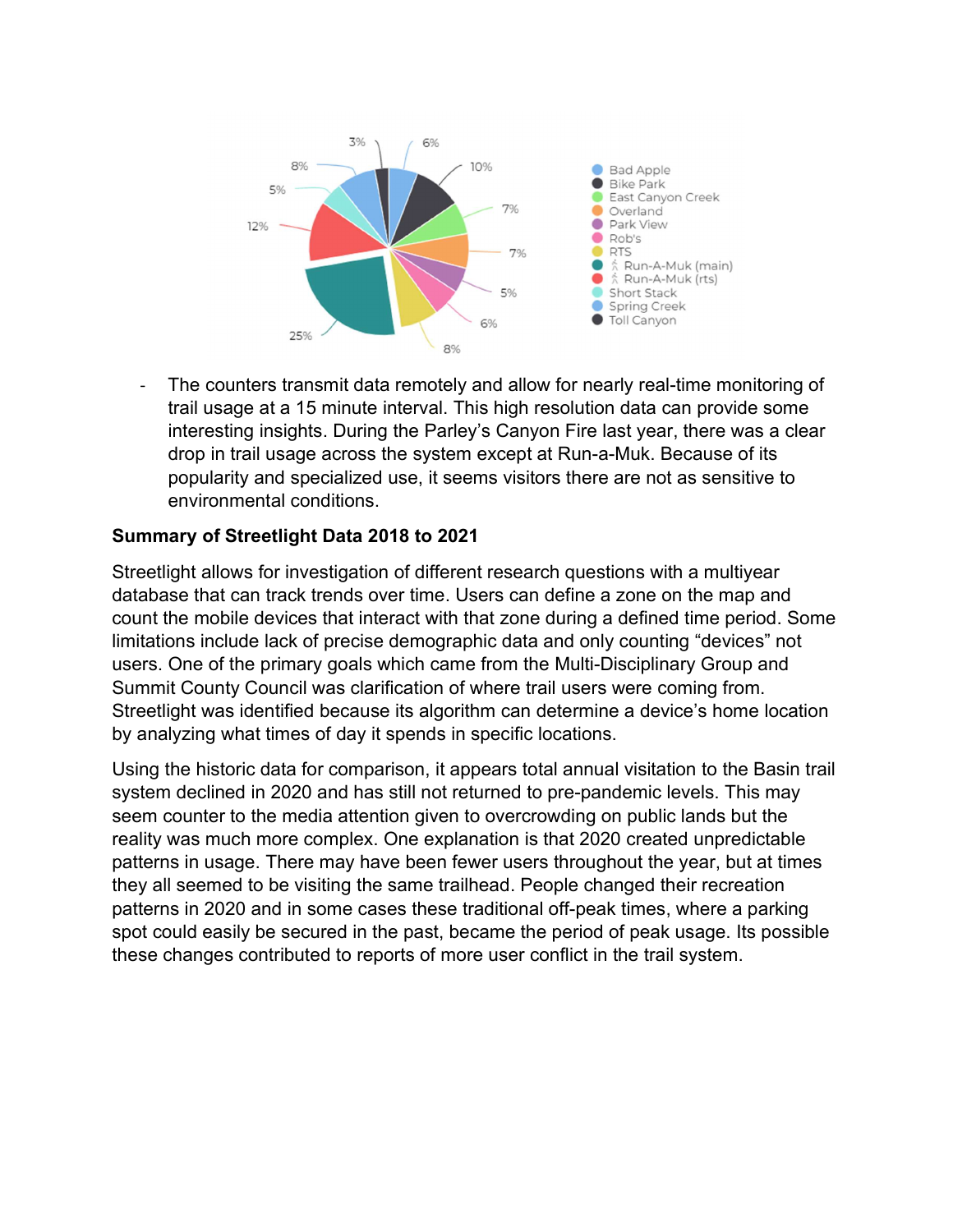- The counters transmit data remotely and allow for nearly real-time monitoring of trail usage at a 15 minute interval. This high resolution data can provide some interesting insights. During the Parley's Canyon Fire last year, there was a clear drop in trail usage across the system except at Run-a-Muk. Because of its popularity and specialized use, it seems visitors there are not as sensitive to environmental conditions.

**Summary of Streetlight Data 2018 to 2021**

Streetlight allows for investigation of different research questions with a multiyear database that can track trends over time. Users can define a zone on the map and count the mobile devices that interact with that zone during a defined time period. Some limitations include lack of precise demographic data and only counting "devices" not users. One of the primary goals which came from the Multi-Disciplinary Group and Summit County Council was clarification of where trail users were coming from. Streetlight was identified because its algorithm can determine a device's home location by analyzing what times of day it spends in specific locations.

Using the historic data for comparison, it appears total annual visitation to the Basin trail system declined in 2020 and has still not returned to pre-pandemic levels. This may seem counter to the media attention given to overcrowding on public lands but the reality was much more complex. One explanation is that 2020 created unpredictable patterns in usage. There may have been fewer users throughout the year, but at times they all seemed to be visiting the same trailhead. People changed their recreation patterns in 2020 and in some cases these traditional off-peak times, where a parking spot could easily be secured in the past, became the period of peak usage. Its possible these changes contributed to reports of more user conflict in the trail system.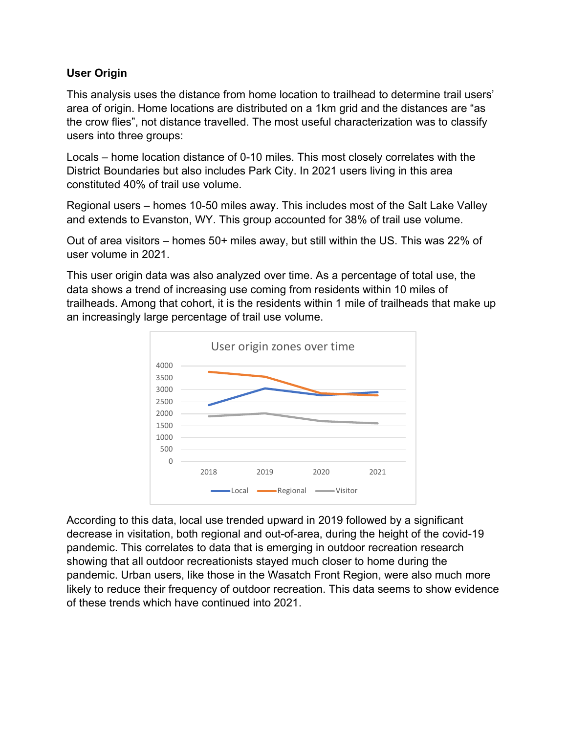**User Origin**

This analysis uses the distance from home location to trailhead to determine trail users' area of origin. Home locations are distributed on a 1km grid and the distances are "as the crow flies", not distance travelled. The most useful characterization was to classify users into three groups:

Locals – home location distance of 0-10 miles. This most closely correlates with the District Boundaries but also includes Park City. In 2021 users living in this area constituted 40% of trail use volume.

Regional users – homes 10-50 miles away. This includes most of the Salt Lake Valley and extends to Evanston, WY. This group accounted for 38% of trail use volume.

Out of area visitors – homes 50+ miles away, but still within the US. This was 22% of user volume in 2021.

This user origin data was also analyzed over time. As a percentage of total use, the data shows a trend of increasing use coming from residents within 10 miles of trailheads. Among that cohort, it is the residents within 1 mile of trailheads that make up an increasingly large percentage of trail use volume.

User origin zones over time

4000
3500
3000
2500
2000
1500
1000
500
0

2018
2019
2020
2021

Local
Regional
Visitor

According to this data, local use trended upward in 2019 followed by a significant decrease in visitation, both regional and out-of-area, during the height of the covid-19 pandemic. This correlates to data that is emerging in outdoor recreation research showing that all outdoor recreationists stayed much closer to home during the pandemic. Urban users, like those in the Wasatch Front Region, were also much more likely to reduce their frequency of outdoor recreation. This data seems to show evidence of these trends which have continued into 2021.